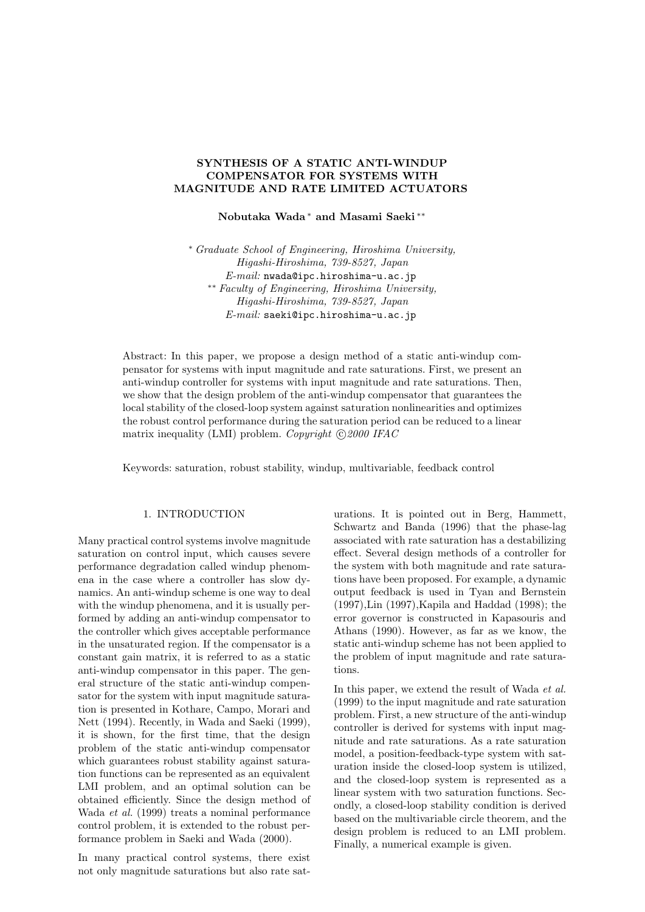# SYNTHESIS OF A STATIC ANTI-WINDUP COMPENSATOR FOR SYSTEMS WITH MAGNITUDE AND RATE LIMITED ACTUATORS

**Nobutaka Wada** [*] **and Masami Saeki** [**]

[*] *Graduate School of Engineering, Hiroshima University, Higashi-Hiroshima, 739-8527, Japan*
*E-mail:* nwada@ipc.hiroshima-u.ac.jp
[**] *Faculty of Engineering, Hiroshima University, Higashi-Hiroshima, 739-8527, Japan*
*E-mail:* saeki@ipc.hiroshima-u.ac.jp

Abstract: In this paper, we propose a design method of a static anti-windup compensator for systems with input magnitude and rate saturations. First, we present an anti-windup controller for systems with input magnitude and rate saturations. Then, we show that the design problem of the anti-windup compensator that guarantees the local stability of the closed-loop system against saturation nonlinearities and optimizes the robust control performance during the saturation period can be reduced to a linear matrix inequality (LMI) problem. *Copyright ©2000 IFAC*

Keywords: saturation, robust stability, windup, multivariable, feedback control

## 1. INTRODUCTION

Many practical control systems involve magnitude saturation on control input, which causes severe performance degradation called windup phenomena in the case where a controller has slow dynamics. An anti-windup scheme is one way to deal with the windup phenomena, and it is usually performed by adding an anti-windup compensator to the controller which gives acceptable performance in the unsaturated region. If the compensator is a constant gain matrix, it is referred to as a static anti-windup compensator in this paper. The general structure of the static anti-windup compensator for the system with input magnitude saturation is presented in Kothare, Campo, Morari and Nett (1994). Recently, in Wada and Saeki (1999), it is shown, for the first time, that the design problem of the static anti-windup compensator which guarantees robust stability against saturation functions can be represented as an equivalent LMI problem, and an optimal solution can be obtained efficiently. Since the design method of Wada *et al.* (1999) treats a nominal performance control problem, it is extended to the robust performance problem in Saeki and Wada (2000).

In many practical control systems, there exist not only magnitude saturations but also rate saturations. It is pointed out in Berg, Hammett, Schwartz and Banda (1996) that the phase-lag associated with rate saturation has a destabilizing effect. Several design methods of a controller for the system with both magnitude and rate saturations have been proposed. For example, a dynamic output feedback is used in Tyan and Bernstein (1997),Lin (1997),Kapila and Haddad (1998); the error governor is constructed in Kapasouris and Athans (1990). However, as far as we know, the static anti-windup scheme has not been applied to the problem of input magnitude and rate saturations.

In this paper, we extend the result of Wada *et al.* (1999) to the input magnitude and rate saturation problem. First, a new structure of the anti-windup controller is derived for systems with input magnitude and rate saturations. As a rate saturation model, a position-feedback-type system with saturation inside the closed-loop system is utilized, and the closed-loop system is represented as a linear system with two saturation functions. Secondly, a closed-loop stability condition is derived based on the multivariable circle theorem, and the design problem is reduced to an LMI problem. Finally, a numerical example is given.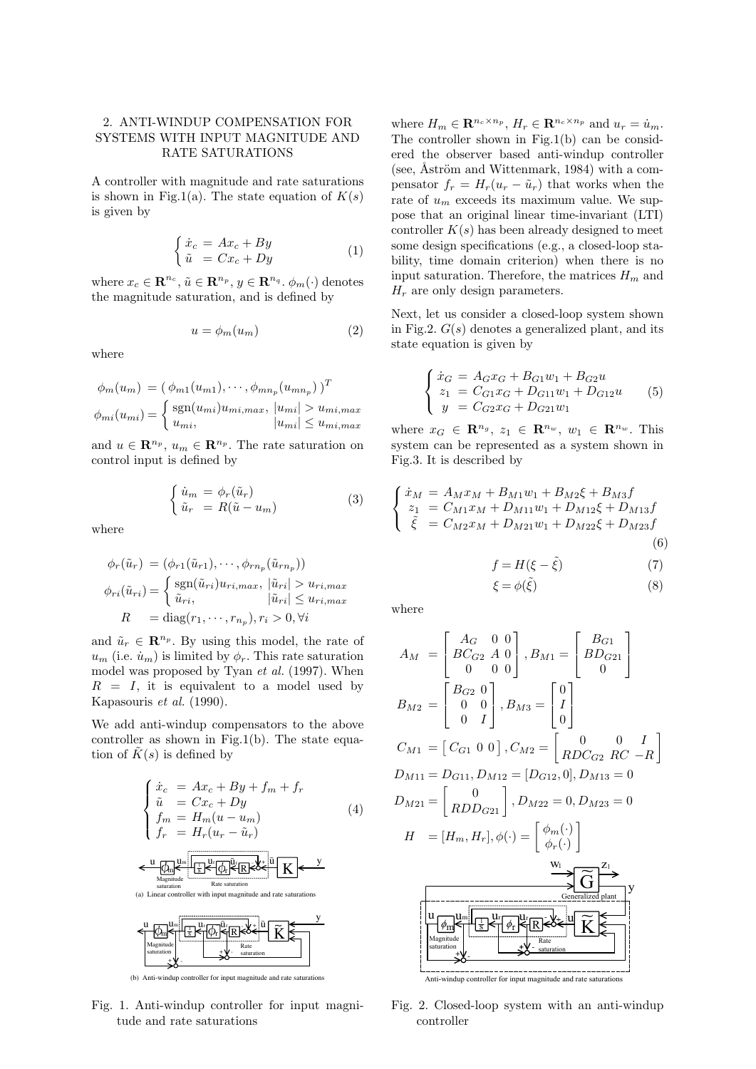## 2. ANTI-WINDUP COMPENSATION FOR SYSTEMS WITH INPUT MAGNITUDE AND RATE SATURATIONS

A controller with magnitude and rate saturations is shown in Fig.1(a). The state equation of $K(s)$ is given by

$$\begin{cases} \dot{x}_c = Ax_c + By \\ \tilde{u} = Cx_c + Dy \end{cases} \tag{1}$$

where $x_c \in \mathbf{R}^{n_c}$, $\tilde{u} \in \mathbf{R}^{n_p}$, $y \in \mathbf{R}^{n_q}$. $\phi_m(\cdot)$ denotes the magnitude saturation, and is defined by

$$u = \phi_m(u_m) \tag{2}$$

where

$$\phi_m(u_m) = (\, \phi_{m1}(u_{m1}), \cdots, \phi_{mn_p}(u_{mn_p})\, )^T$$
$$\phi_{mi}(u_{mi}) = \begin{cases} \mathrm{sgn}(u_{mi})u_{mi,max}, & |u_{mi}| > u_{mi,max} \\ u_{mi}, & |u_{mi}| \leq u_{mi,max} \end{cases}$$

and $u \in \mathbf{R}^{n_p}$, $u_m \in \mathbf{R}^{n_p}$. The rate saturation on control input is defined by

$$\begin{cases} \dot{u}_m = \phi_r(\tilde{u}_r) \\ \tilde{u}_r = R(\tilde{u} - u_m) \end{cases} \tag{3}$$

where

$$\phi_r(\tilde{u}_r) = (\phi_{r1}(\tilde{u}_{r1}), \cdots, \phi_{rn_p}(\tilde{u}_{rn_p}))$$
$$\phi_{ri}(\tilde{u}_{ri}) = \begin{cases} \mathrm{sgn}(\tilde{u}_{ri})u_{ri,max}, & |\tilde{u}_{ri}| > u_{ri,max} \\ \tilde{u}_{ri}, & |\tilde{u}_{ri}| \leq u_{ri,max} \end{cases}$$
$$R = \mathrm{diag}(r_1, \cdots, r_{n_p}), r_i > 0, \forall i$$

and $\tilde{u}_r \in \mathbf{R}^{n_p}$. By using this model, the rate of $u_m$ (i.e. $\dot{u}_m$) is limited by $\phi_r$. This rate saturation model was proposed by Tyan *et al.* (1997). When $R = I$, it is equivalent to a model used by Kapasouris *et al.* (1990).

We add anti-windup compensators to the above controller as shown in Fig.1(b). The state equation of $\tilde{K}(s)$ is defined by

$$\begin{cases} \dot{x}_c = Ax_c + By + f_m + f_r \\ \tilde{u} = Cx_c + Dy \\ f_m = H_m(u - u_m) \\ f_r = H_r(u_r - \tilde{u}_r) \end{cases} \tag{4}$$

(a) Linear controller with input magnitude and rate saturations

(b) Anti-windup controller for input magnitude and rate saturations

Fig. 1. Anti-windup controller for input magnitude and rate saturations

where $H_m \in \mathbf{R}^{n_c \times n_p}$, $H_r \in \mathbf{R}^{n_c \times n_p}$ and $u_r = \dot{u}_m$. The controller shown in Fig.1(b) can be considered the observer based anti-windup controller (see, Åström and Wittenmark, 1984) with a compensator $f_r = H_r(u_r - \tilde{u}_r)$ that works when the rate of $u_m$ exceeds its maximum value. We suppose that an original linear time-invariant (LTI) controller $K(s)$ has been already designed to meet some design specifications (e.g., a closed-loop stability, time domain criterion) when there is no input saturation. Therefore, the matrices $H_m$ and $H_r$ are only design parameters.

Next, let us consider a closed-loop system shown in Fig.2. $G(s)$ denotes a generalized plant, and its state equation is given by

$$\begin{cases} \dot{x}_G = A_G x_G + B_{G1} w_1 + B_{G2} u \\ z_1 = C_{G1} x_G + D_{G11} w_1 + D_{G12} u \\ y = C_{G2} x_G + D_{G21} w_1 \end{cases} \tag{5}$$

where $x_G \in \mathbf{R}^{n_g}$, $z_1 \in \mathbf{R}^{n_w}$, $w_1 \in \mathbf{R}^{n_w}$. This system can be represented as a system shown in Fig.3. It is described by

$$\begin{cases} \dot{x}_M = A_M x_M + B_{M1} w_1 + B_{M2} \xi + B_{M3} f \\ z_1 = C_{M1} x_M + D_{M11} w_1 + D_{M12} \xi + D_{M13} f \\ \tilde{\xi} = C_{M2} x_M + D_{M21} w_1 + D_{M22} \xi + D_{M23} f \end{cases} \tag{6}$$

$$f = H(\xi - \tilde{\xi}) \tag{7}$$

$$\xi = \phi(\tilde{\xi}) \tag{8}$$

where

$$A_M = \begin{bmatrix} A_G & 0 & 0 \\ BC_{G2} & A & 0 \\ 0 & 0 & 0 \end{bmatrix}, B_{M1} = \begin{bmatrix} B_{G1} \\ BD_{G21} \\ 0 \end{bmatrix}$$

$$B_{M2} = \begin{bmatrix} B_{G2} & 0 \\ 0 & 0 \\ 0 & I \end{bmatrix}, B_{M3} = \begin{bmatrix} 0 \\ I \\ 0 \end{bmatrix}$$

$$C_{M1} = \begin{bmatrix} C_{G1} & 0 & 0 \end{bmatrix}, C_{M2} = \begin{bmatrix} 0 & 0 & I \\ RDC_{G2} & RC & -R \end{bmatrix}$$

$$D_{M11} = D_{G11}, D_{M12} = [D_{G12}, 0], D_{M13} = 0$$

$$D_{M21} = \begin{bmatrix} 0 \\ RDD_{G21} \end{bmatrix}, D_{M22} = 0, D_{M23} = 0$$

$$H = [H_m, H_r], \phi(\cdot) = \begin{bmatrix} \phi_m(\cdot) \\ \phi_r(\cdot) \end{bmatrix}$$

Anti-windup controller for input magnitude and rate saturations

Fig. 2. Closed-loop system with an anti-windup controller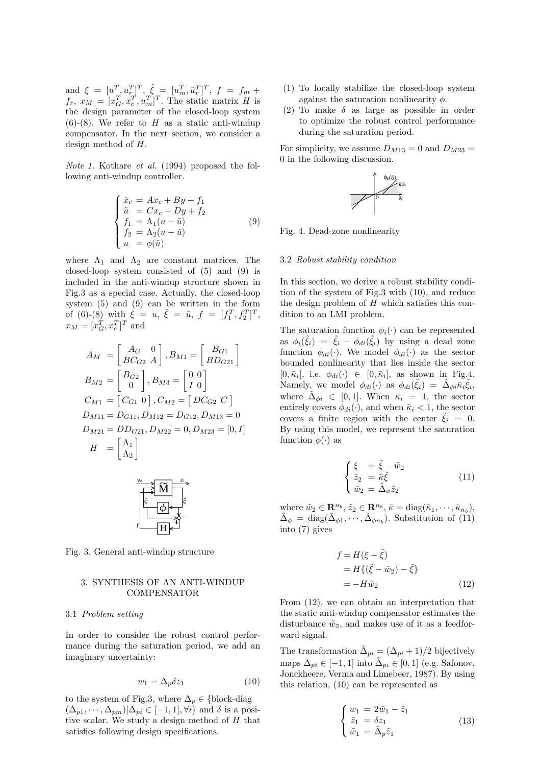and $\xi = [u^T, u_r^T]^T$, $\tilde{\xi} = [u_m^T, \tilde{u}_r^T]^T$, $f = f_m + f_r$, $x_M = [x_G^T, x_c^T, u_m^T]^T$. The static matrix $H$ is the design parameter of the closed-loop system (6)-(8). We refer to $H$ as a static anti-windup compensator. In the next section, we consider a design method of $H$.

*Note 1.* Kothare *et al.* (1994) proposed the following anti-windup controller.

$$\begin{cases} \dot{x}_c = Ax_c + By + f_1 \\ \tilde{u} = Cx_c + Dy + f_2 \\ f_1 = \Lambda_1(u - \tilde{u}) \\ f_2 = \Lambda_2(u - \tilde{u}) \\ u = \phi(\tilde{u}) \end{cases} \tag{9}$$

where $\Lambda_1$ and $\Lambda_2$ are constant matrices. The closed-loop system consisted of (5) and (9) is included in the anti-windup structure shown in Fig.3 as a special case. Actually, the closed-loop system (5) and (9) can be written in the form of (6)-(8) with $\xi = u$, $\tilde{\xi} = \tilde{u}$, $f = [f_1^T, f_2^T]^T$, $x_M = [x_G^T, x_c^T]^T$ and

$$A_M = \begin{bmatrix} A_G & 0 \\ BC_{G2} & A \end{bmatrix}, B_{M1} = \begin{bmatrix} B_{G1} \\ BD_{G21} \end{bmatrix}$$

$$B_{M2} = \begin{bmatrix} B_{G2} \\ 0 \end{bmatrix}, B_{M3} = \begin{bmatrix} 0 & 0 \\ I & 0 \end{bmatrix}$$

$$C_{M1} = \begin{bmatrix} C_{G1} & 0 \end{bmatrix}, C_{M2} = \begin{bmatrix} DC_{G2} & C \end{bmatrix}$$

$$D_{M11} = D_{G11}, D_{M12} = D_{G12}, D_{M13} = 0$$

$$D_{M21} = DD_{G21}, D_{M22} = 0, D_{M23} = [0, I]$$

$$H = \begin{bmatrix} \Lambda_1 \\ \Lambda_2 \end{bmatrix}$$

Fig. 3. General anti-windup structure

## 3. SYNTHESIS OF AN ANTI-WINDUP COMPENSATOR

### 3.1 *Problem setting*

In order to consider the robust control performance during the saturation period, we add an imaginary uncertainty:

$$w_1 = \Delta_p \delta z_1 \tag{10}$$

to the system of Fig.3, where $\Delta_p \in \{$block-diag $(\Delta_{p1}, \cdots, \Delta_{pm}) | \Delta_{pi} \in [-1, 1], \forall i\}$ and $\delta$ is a positive scalar. We study a design method of $H$ that satisfies following design specifications.

(1) To locally stabilize the closed-loop system against the saturation nonlinearity $\phi$.
(2) To make $\delta$ as large as possible in order to optimize the robust control performance during the saturation period.

For simplicity, we assume $D_{M13} = 0$ and $D_{M23} = 0$ in the following discussion.

Fig. 4. Dead-zone nonlinearity

### 3.2 *Robust stability condition*

In this section, we derive a robust stability condition of the system of Fig.3 with (10), and reduce the design problem of $H$ which satisfies this condition to an LMI problem.

The saturation function $\phi_i(\cdot)$ can be represented as $\phi_i(\tilde{\xi}_i) = \tilde{\xi}_i - \phi_{di}(\tilde{\xi}_i)$ by using a dead zone function $\phi_{di}(\cdot)$. We model $\phi_{di}(\cdot)$ as the sector bounded nonlinearity that lies inside the sector $[0, \bar{\kappa}_i]$, i.e. $\phi_{di}(\cdot) \in [0, \bar{\kappa}_i]$, as shown in Fig.4. Namely, we model $\phi_{di}(\cdot)$ as $\phi_{di}(\tilde{\xi}_i) = \tilde{\Delta}_{\phi i}\bar{\kappa}_i\tilde{\xi}_i$, where $\tilde{\Delta}_{\phi i} \in [0, 1]$. When $\bar{\kappa}_i = 1$, the sector entirely covers $\phi_{di}(\cdot)$, and when $\bar{\kappa}_i < 1$, the sector covers a finite region with the center $\tilde{\xi}_i = 0$. By using this model, we represent the saturation function $\phi(\cdot)$ as

$$\begin{cases} \xi = \tilde{\xi} - \tilde{w}_2 \\ \tilde{z}_2 = \bar{\kappa}\tilde{\xi} \\ \tilde{w}_2 = \tilde{\Delta}_\phi \tilde{z}_2 \end{cases} \tag{11}$$

where $\tilde{w}_2 \in \mathbf{R}^{n_b}$, $\tilde{z}_2 \in \mathbf{R}^{n_b}$, $\bar{\kappa} = \mathrm{diag}(\bar{\kappa}_1, \cdots, \bar{\kappa}_{n_b})$, $\tilde{\Delta}_\phi = \mathrm{diag}(\tilde{\Delta}_{\phi 1}, \cdots, \tilde{\Delta}_{\phi n_b})$. Substitution of (11) into (7) gives

$$\begin{aligned} f &= H(\xi - \tilde{\xi}) \\ &= H\{(\tilde{\xi} - \tilde{w}_2) - \tilde{\xi}\} \\ &= -H\tilde{w}_2 \end{aligned} \tag{12}$$

From (12), we can obtain an interpretation that the static anti-windup compensator estimates the disturbance $\tilde{w}_2$, and makes use of it as a feedforward signal.

The transformation $\tilde{\Delta}_{pi} = (\Delta_{pi} + 1)/2$ bijectively maps $\Delta_{pi} \in [-1, 1]$ into $\tilde{\Delta}_{pi} \in [0, 1]$ (e.g. Safonov, Jonckheere, Verma and Limebeer, 1987). By using this relation, (10) can be represented as

$$\begin{cases} w_1 = 2\tilde{w}_1 - \tilde{z}_1 \\ \tilde{z}_1 = \delta z_1 \\ \tilde{w}_1 = \tilde{\Delta}_p \tilde{z}_1 \end{cases} \tag{13}$$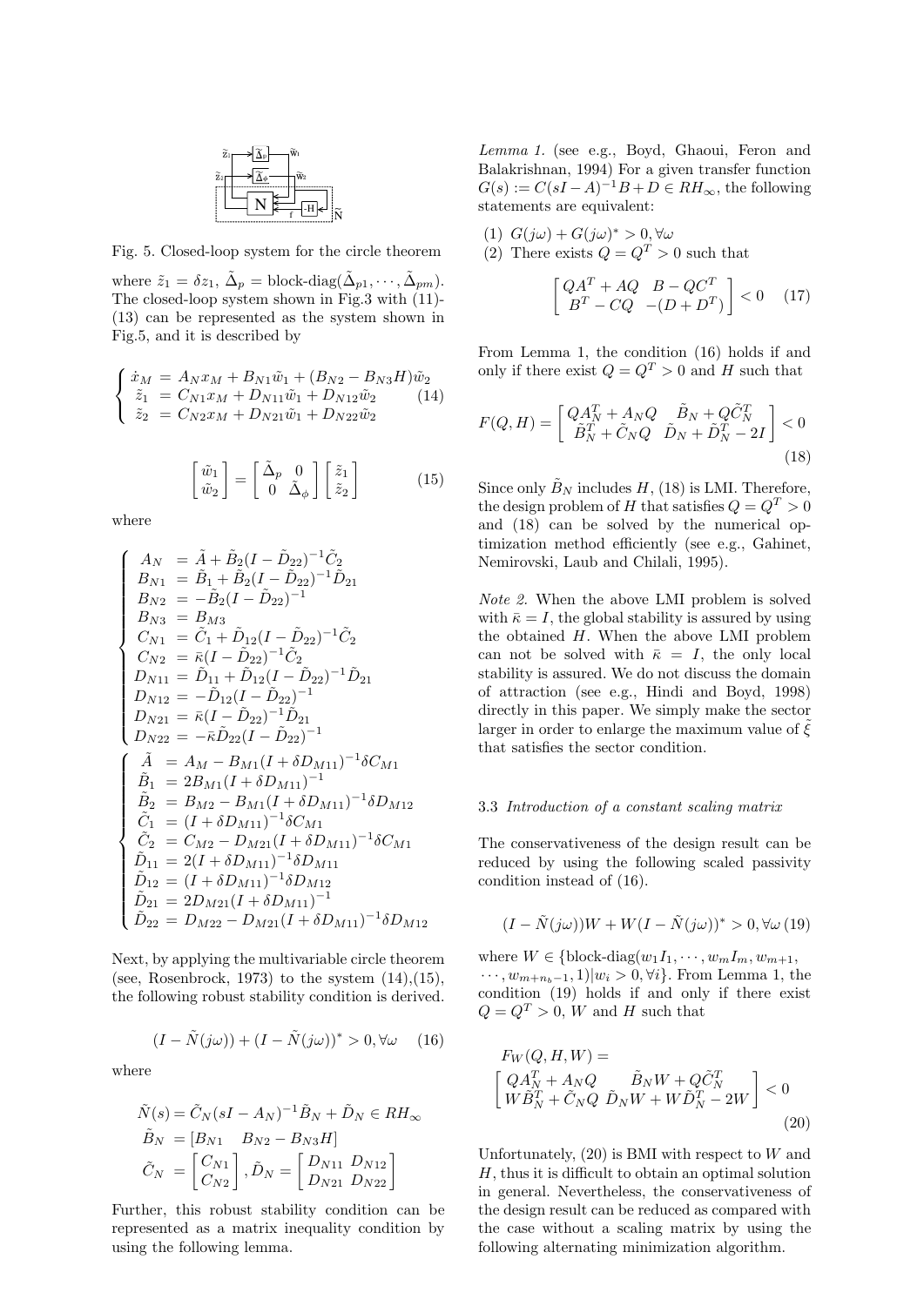Fig. 5. Closed-loop system for the circle theorem

where $\tilde{z}_1 = \delta z_1$, $\tilde{\Delta}_p = \text{block-diag}(\tilde{\Delta}_{p1}, \cdots, \tilde{\Delta}_{pm})$. The closed-loop system shown in Fig.3 with (11)-(13) can be represented as the system shown in Fig.5, and it is described by

$$
\begin{cases}
\dot{x}_M &= A_N x_M + B_{N1}\tilde{w}_1 + (B_{N2} - B_{N3}H)\tilde{w}_2 \\
\tilde{z}_1 &= C_{N1}x_M + D_{N11}\tilde{w}_1 + D_{N12}\tilde{w}_2 \\
\tilde{z}_2 &= C_{N2}x_M + D_{N21}\tilde{w}_1 + D_{N22}\tilde{w}_2
\end{cases} \tag{14}
$$

$$
\begin{bmatrix} \tilde{w}_1 \\ \tilde{w}_2 \end{bmatrix} = \begin{bmatrix} \tilde{\Delta}_p & 0 \\ 0 & \tilde{\Delta}_\phi \end{bmatrix} \begin{bmatrix} \tilde{z}_1 \\ \tilde{z}_2 \end{bmatrix} \tag{15}
$$

where

$$
\begin{cases}
A_N &= \tilde{A} + \tilde{B}_2(I - \tilde{D}_{22})^{-1}\tilde{C}_2 \\
B_{N1} &= \tilde{B}_1 + \tilde{B}_2(I - \tilde{D}_{22})^{-1}\tilde{D}_{21} \\
B_{N2} &= -\tilde{B}_2(I - \tilde{D}_{22})^{-1} \\
B_{N3} &= B_{M3} \\
C_{N1} &= \tilde{C}_1 + \tilde{D}_{12}(I - \tilde{D}_{22})^{-1}\tilde{C}_2 \\
C_{N2} &= \bar{\kappa}(I - \tilde{D}_{22})^{-1}\tilde{C}_2 \\
D_{N11} &= \tilde{D}_{11} + \tilde{D}_{12}(I - \tilde{D}_{22})^{-1}\tilde{D}_{21} \\
D_{N12} &= -\tilde{D}_{12}(I - \tilde{D}_{22})^{-1} \\
D_{N21} &= \bar{\kappa}(I - \tilde{D}_{22})^{-1}\tilde{D}_{21} \\
D_{N22} &= -\bar{\kappa}\tilde{D}_{22}(I - \tilde{D}_{22})^{-1}
\end{cases}
$$

$$
\begin{cases}
\tilde{A} &= A_M - B_{M1}(I + \delta D_{M11})^{-1}\delta C_{M1} \\
\tilde{B}_1 &= 2B_{M1}(I + \delta D_{M11})^{-1} \\
\tilde{B}_2 &= B_{M2} - B_{M1}(I + \delta D_{M11})^{-1}\delta D_{M12} \\
\tilde{C}_1 &= (I + \delta D_{M11})^{-1}\delta C_{M1} \\
\tilde{C}_2 &= C_{M2} - D_{M21}(I + \delta D_{M11})^{-1}\delta C_{M1} \\
\tilde{D}_{11} &= 2(I + \delta D_{M11})^{-1}\delta D_{M11} \\
\tilde{D}_{12} &= (I + \delta D_{M11})^{-1}\delta D_{M12} \\
\tilde{D}_{21} &= 2D_{M21}(I + \delta D_{M11})^{-1} \\
\tilde{D}_{22} &= D_{M22} - D_{M21}(I + \delta D_{M11})^{-1}\delta D_{M12}
\end{cases}
$$

Next, by applying the multivariable circle theorem (see, Rosenbrock, 1973) to the system (14),(15), the following robust stability condition is derived.

$$
(I - \tilde{N}(j\omega)) + (I - \tilde{N}(j\omega))^* > 0, \forall\omega \tag{16}
$$

where

$$
\begin{aligned}
\tilde{N}(s) &= \tilde{C}_N(sI - A_N)^{-1}\tilde{B}_N + \tilde{D}_N \in RH_\infty \\
\tilde{B}_N &= [B_{N1} \quad B_{N2} - B_{N3}H] \\
\tilde{C}_N &= \begin{bmatrix} C_{N1} \\ C_{N2} \end{bmatrix}, \tilde{D}_N = \begin{bmatrix} D_{N11} & D_{N12} \\ D_{N21} & D_{N22} \end{bmatrix}
\end{aligned}
$$

Further, this robust stability condition can be represented as a matrix inequality condition by using the following lemma.

*Lemma 1.* (see e.g., Boyd, Ghaoui, Feron and Balakrishnan, 1994) For a given transfer function $G(s) := C(sI - A)^{-1}B + D \in RH_\infty$, the following statements are equivalent:

(1) $G(j\omega) + G(j\omega)^* > 0, \forall\omega$
(2) There exists $Q = Q^T > 0$ such that

$$
\begin{bmatrix} QA^T + AQ & B - QC^T \\ B^T - CQ & -(D + D^T) \end{bmatrix} < 0 \tag{17}
$$

From Lemma 1, the condition (16) holds if and only if there exist $Q = Q^T > 0$ and $H$ such that

$$
F(Q, H) = \begin{bmatrix} QA_N^T + A_N Q & \tilde{B}_N + Q\tilde{C}_N^T \\ \tilde{B}_N^T + \tilde{C}_N Q & \tilde{D}_N + \tilde{D}_N^T - 2I \end{bmatrix} < 0 \tag{18}
$$

Since only $\tilde{B}_N$ includes $H$, (18) is LMI. Therefore, the design problem of $H$ that satisfies $Q = Q^T > 0$ and (18) can be solved by the numerical optimization method efficiently (see e.g., Gahinet, Nemirovski, Laub and Chilali, 1995).

*Note 2.* When the above LMI problem is solved with $\bar{\kappa} = I$, the global stability is assured by using the obtained $H$. When the above LMI problem can not be solved with $\bar{\kappa} = I$, the only local stability is assured. We do not discuss the domain of attraction (see e.g., Hindi and Boyd, 1998) directly in this paper. We simply make the sector larger in order to enlarge the maximum value of $\tilde{\xi}$ that satisfies the sector condition.

### 3.3 *Introduction of a constant scaling matrix*

The conservativeness of the design result can be reduced by using the following scaled passivity condition instead of (16).

$$
(I - \tilde{N}(j\omega))W + W(I - \tilde{N}(j\omega))^* > 0, \forall\omega \tag{19}
$$

where $W \in \{\text{block-diag}(w_1 I_1, \cdots, w_m I_m, w_{m+1}, \cdots, w_{m+n_b-1}, 1) | w_i > 0, \forall i\}$. From Lemma 1, the condition (19) holds if and only if there exist $Q = Q^T > 0$, $W$ and $H$ such that

$$
F_W(Q, H, W) = \begin{bmatrix} QA_N^T + A_N Q & \tilde{B}_N W + Q\tilde{C}_N^T \\ W\tilde{B}_N^T + \tilde{C}_N Q & \tilde{D}_N W + W\tilde{D}_N^T - 2W \end{bmatrix} < 0 \tag{20}
$$

Unfortunately, (20) is BMI with respect to $W$ and $H$, thus it is difficult to obtain an optimal solution in general. Nevertheless, the conservativeness of the design result can be reduced as compared with the case without a scaling matrix by using the following alternating minimization algorithm.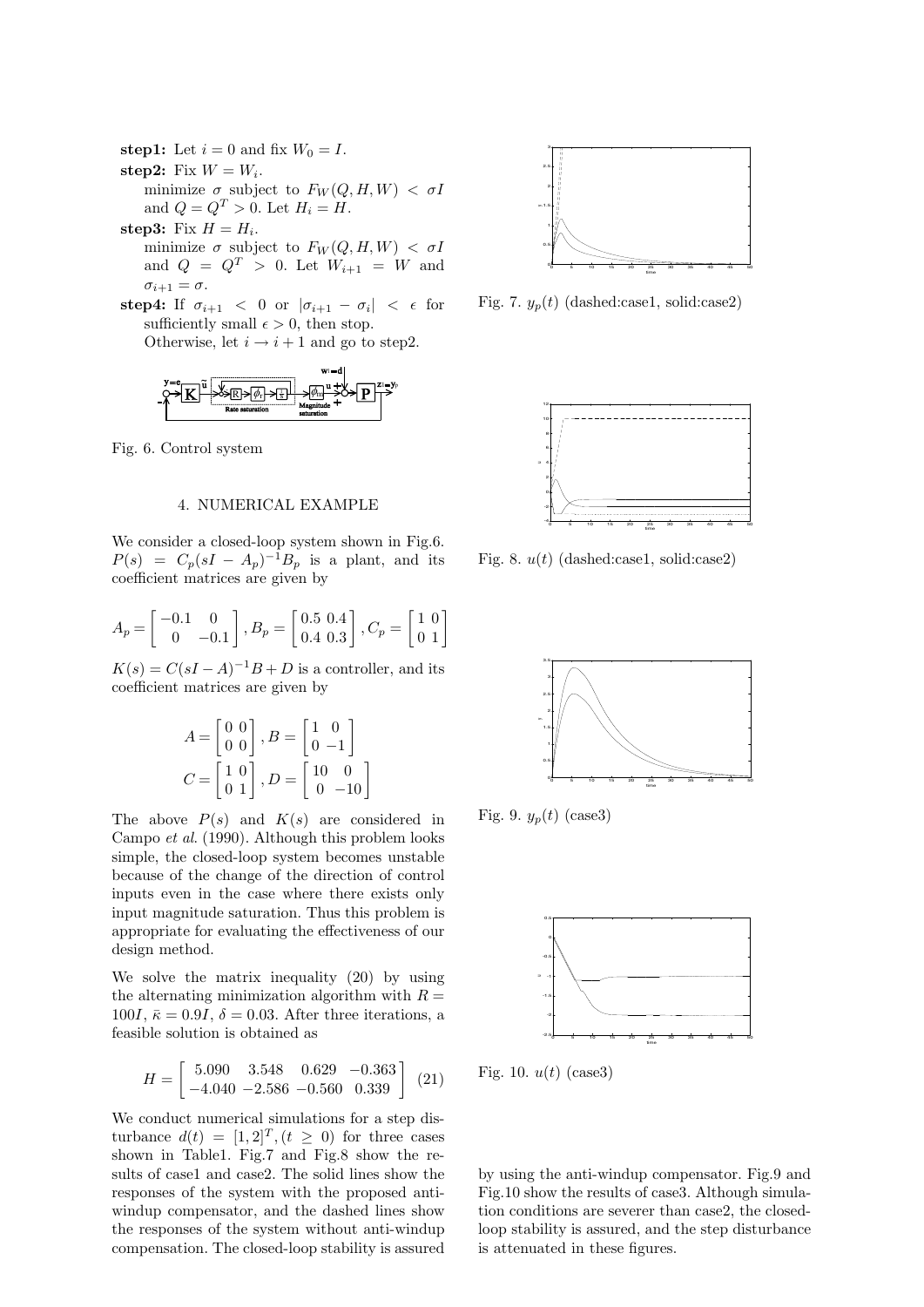**step1:** Let $i = 0$ and fix $W_0 = I$.

**step2:** Fix $W = W_i$.
minimize $\sigma$ subject to $F_W(Q, H, W) < \sigma I$ and $Q = Q^T > 0$. Let $H_i = H$.

**step3:** Fix $H = H_i$.
minimize $\sigma$ subject to $F_W(Q, H, W) < \sigma I$ and $Q = Q^T > 0$. Let $W_{i+1} = W$ and $\sigma_{i+1} = \sigma$.

**step4:** If $\sigma_{i+1} < 0$ or $|\sigma_{i+1} - \sigma_i| < \epsilon$ for sufficiently small $\epsilon > 0$, then stop.
Otherwise, let $i \rightarrow i + 1$ and go to step2.

Fig. 6. Control system

## 4. NUMERICAL EXAMPLE

We consider a closed-loop system shown in Fig.6. $P(s) = C_p(sI - A_p)^{-1}B_p$ is a plant, and its coefficient matrices are given by

$$A_p = \begin{bmatrix} -0.1 & 0 \\ 0 & -0.1 \end{bmatrix}, B_p = \begin{bmatrix} 0.5 & 0.4 \\ 0.4 & 0.3 \end{bmatrix}, C_p = \begin{bmatrix} 1 & 0 \\ 0 & 1 \end{bmatrix}$$

$K(s) = C(sI - A)^{-1}B + D$ is a controller, and its coefficient matrices are given by

$$A = \begin{bmatrix} 0 & 0 \\ 0 & 0 \end{bmatrix}, B = \begin{bmatrix} 1 & 0 \\ 0 & -1 \end{bmatrix}$$

$$C = \begin{bmatrix} 1 & 0 \\ 0 & 1 \end{bmatrix}, D = \begin{bmatrix} 10 & 0 \\ 0 & -10 \end{bmatrix}$$

The above $P(s)$ and $K(s)$ are considered in Campo *et al*. (1990). Although this problem looks simple, the closed-loop system becomes unstable because of the change of the direction of control inputs even in the case where there exists only input magnitude saturation. Thus this problem is appropriate for evaluating the effectiveness of our design method.

We solve the matrix inequality (20) by using the alternating minimization algorithm with $R = 100I$, $\bar{\kappa} = 0.9I$, $\delta = 0.03$. After three iterations, a feasible solution is obtained as

$$H = \begin{bmatrix} 5.090 & 3.548 & 0.629 & -0.363 \\ -4.040 & -2.586 & -0.560 & 0.339 \end{bmatrix} \quad (21)$$

We conduct numerical simulations for a step disturbance $d(t) = [1, 2]^T, (t \geq 0)$ for three cases shown in Table1. Fig.7 and Fig.8 show the results of case1 and case2. The solid lines show the responses of the system with the proposed anti-windup compensator, and the dashed lines show the responses of the system without anti-windup compensation. The closed-loop stability is assured by using the anti-windup compensator. Fig.9 and Fig.10 show the results of case3. Although simulation conditions are severer than case2, the closed-loop stability is assured, and the step disturbance is attenuated in these figures.

Fig. 7. $y_p(t)$ (dashed:case1, solid:case2)

Fig. 8. $u(t)$ (dashed:case1, solid:case2)

Fig. 9. $y_p(t)$ (case3)

Fig. 10. $u(t)$ (case3)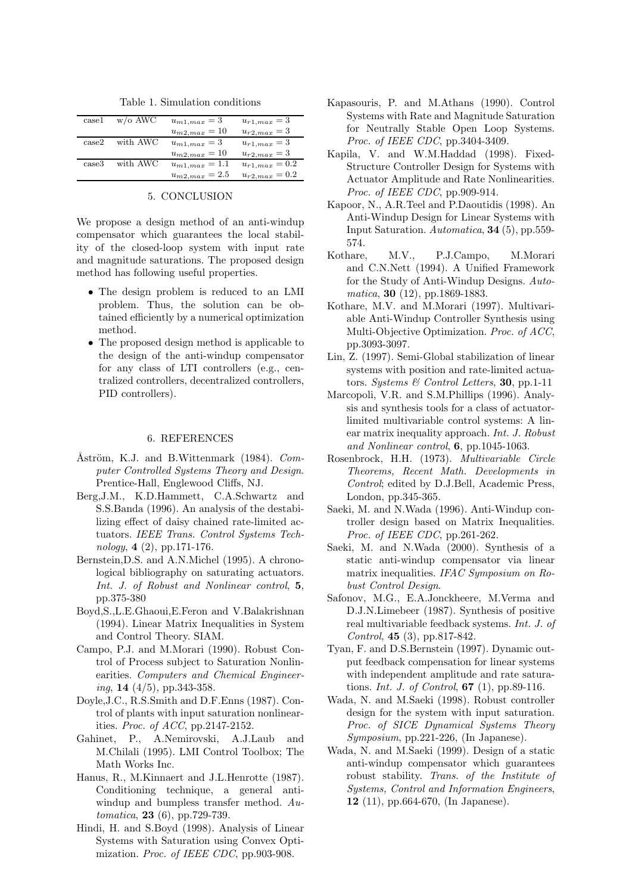Table 1. Simulation conditions

| | | | |
|---|---|---|---|
| case1 | w/o AWC | $u_{m1,max} = 3$ | $u_{r1,max} = 3$ |
| | | $u_{m2,max} = 10$ | $u_{r2,max} = 3$ |
| case2 | with AWC | $u_{m1,max} = 3$ | $u_{r1,max} = 3$ |
| | | $u_{m2,max} = 10$ | $u_{r2,max} = 3$ |
| case3 | with AWC | $u_{m1,max} = 1.1$ | $u_{r1,max} = 0.2$ |
| | | $u_{m2,max} = 2.5$ | $u_{r2,max} = 0.2$ |

## 5. CONCLUSION

We propose a design method of an anti-windup compensator which guarantees the local stability of the closed-loop system with input rate and magnitude saturations. The proposed design method has following useful properties.

- The design problem is reduced to an LMI problem. Thus, the solution can be obtained efficiently by a numerical optimization method.
- The proposed design method is applicable to the design of the anti-windup compensator for any class of LTI controllers (e.g., centralized controllers, decentralized controllers, PID controllers).

## 6. REFERENCES

Åström, K.J. and B.Wittenmark (1984). *Computer Controlled Systems Theory and Design*. Prentice-Hall, Englewood Cliffs, NJ.

Berg,J.M., K.D.Hammett, C.A.Schwartz and S.S.Banda (1996). An analysis of the destabilizing effect of daisy chained rate-limited actuators. *IEEE Trans. Control Systems Technology*, **4** (2), pp.171-176.

Bernstein,D.S. and A.N.Michel (1995). A chronological bibliography on saturating actuators. *Int. J. of Robust and Nonlinear control*, **5**, pp.375-380

Boyd,S.,L.E.Ghaoui,E.Feron and V.Balakrishnan (1994). Linear Matrix Inequalities in System and Control Theory. SIAM.

Campo, P.J. and M.Morari (1990). Robust Control of Process subject to Saturation Nonlinearities. *Computers and Chemical Engineering*, **14** (4/5), pp.343-358.

Doyle,J.C., R.S.Smith and D.F.Enns (1987). Control of plants with input saturation nonlinearities. *Proc. of ACC*, pp.2147-2152.

Gahinet, P., A.Nemirovski, A.J.Laub and M.Chilali (1995). LMI Control Toolbox; The Math Works Inc.

Hanus, R., M.Kinnaert and J.L.Henrotte (1987). Conditioning technique, a general anti-windup and bumpless transfer method. *Automatica*, **23** (6), pp.729-739.

Hindi, H. and S.Boyd (1998). Analysis of Linear Systems with Saturation using Convex Optimization. *Proc. of IEEE CDC*, pp.903-908.

Kapasouris, P. and M.Athans (1990). Control Systems with Rate and Magnitude Saturation for Neutrally Stable Open Loop Systems. *Proc. of IEEE CDC*, pp.3404-3409.

Kapila, V. and W.M.Haddad (1998). Fixed-Structure Controller Design for Systems with Actuator Amplitude and Rate Nonlinearities. *Proc. of IEEE CDC*, pp.909-914.

Kapoor, N., A.R.Teel and P.Daoutidis (1998). An Anti-Windup Design for Linear Systems with Input Saturation. *Automatica*, **34** (5), pp.559-574.

Kothare, M.V., P.J.Campo, M.Morari and C.N.Nett (1994). A Unified Framework for the Study of Anti-Windup Designs. *Automatica*, **30** (12), pp.1869-1883.

Kothare, M.V. and M.Morari (1997). Multivariable Anti-Windup Controller Synthesis using Multi-Objective Optimization. *Proc. of ACC*, pp.3093-3097.

Lin, Z. (1997). Semi-Global stabilization of linear systems with position and rate-limited actuators. *Systems & Control Letters*, **30**, pp.1-11

Marcopoli, V.R. and S.M.Phillips (1996). Analysis and synthesis tools for a class of actuator-limited multivariable control systems: A linear matrix inequality approach. *Int. J. Robust and Nonlinear control*, **6**, pp.1045-1063.

Rosenbrock, H.H. (1973). *Multivariable Circle Theorems, Recent Math. Developments in Control*; edited by D.J.Bell, Academic Press, London, pp.345-365.

Saeki, M. and N.Wada (1996). Anti-Windup controller design based on Matrix Inequalities. *Proc. of IEEE CDC*, pp.261-262.

Saeki, M. and N.Wada (2000). Synthesis of a static anti-windup compensator via linear matrix inequalities. *IFAC Symposium on Robust Control Design*.

Safonov, M.G., E.A.Jonckheere, M.Verma and D.J.N.Limebeer (1987). Synthesis of positive real multivariable feedback systems. *Int. J. of Control*, **45** (3), pp.817-842.

Tyan, F. and D.S.Bernstein (1997). Dynamic output feedback compensation for linear systems with independent amplitude and rate saturations. *Int. J. of Control*, **67** (1), pp.89-116.

Wada, N. and M.Saeki (1998). Robust controller design for the system with input saturation. *Proc. of SICE Dynamical Systems Theory Symposium*, pp.221-226, (In Japanese).

Wada, N. and M.Saeki (1999). Design of a static anti-windup compensator which guarantees robust stability. *Trans. of the Institute of Systems, Control and Information Engineers*, **12** (11), pp.664-670, (In Japanese).